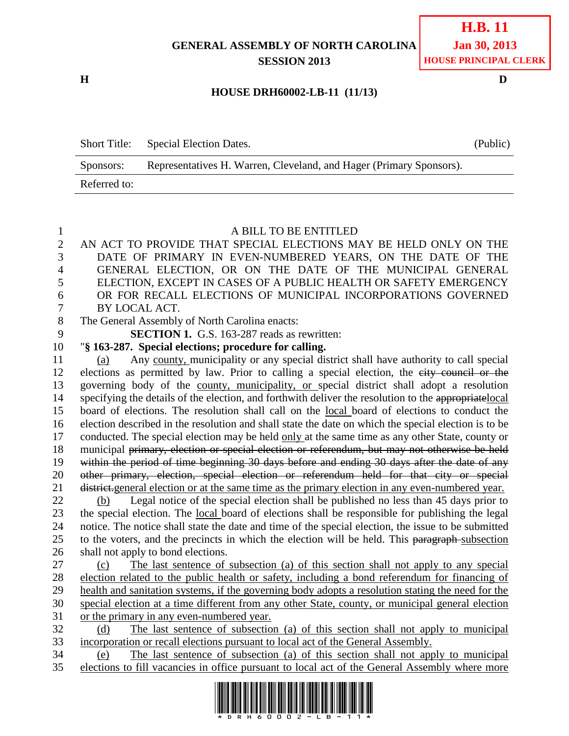**H.B. 11**
**Jan 30, 2013**
**HOUSE PRINCIPAL CLERK**

**GENERAL ASSEMBLY OF NORTH CAROLINA**
**SESSION 2013**

**H** **D**

**HOUSE DRH60002-LB-11 (11/13)**

| Short Title: | Special Election Dates. | (Public) |
|---|---|---|
| Sponsors: | Representatives H. Warren, Cleveland, and Hager (Primary Sponsors). | |
| Referred to: | | |

A BILL TO BE ENTITLED

AN ACT TO PROVIDE THAT SPECIAL ELECTIONS MAY BE HELD ONLY ON THE DATE OF PRIMARY IN EVEN-NUMBERED YEARS, ON THE DATE OF THE GENERAL ELECTION, OR ON THE DATE OF THE MUNICIPAL GENERAL ELECTION, EXCEPT IN CASES OF A PUBLIC HEALTH OR SAFETY EMERGENCY OR FOR RECALL ELECTIONS OF MUNICIPAL INCORPORATIONS GOVERNED BY LOCAL ACT.

The General Assembly of North Carolina enacts:

**SECTION 1.** G.S. 163-287 reads as rewritten:

"**§ 163-287. Special elections; procedure for calling.**

<u>(a)</u> Any <u>county,</u> municipality or any special district shall have authority to call special elections as permitted by law. Prior to calling a special election, the ~~city council or the~~ governing body of the <u>county, municipality, or</u> special district shall adopt a resolution specifying the details of the election, and forthwith deliver the resolution to the ~~appropriate~~<u>local</u> board of elections. The resolution shall call on the <u>local</u> board of elections to conduct the election described in the resolution and shall state the date on which the special election is to be conducted. The special election may be held <u>only</u> at the same time as any other State, county or municipal ~~primary, election or special election or referendum, but may not otherwise be held within the period of time beginning 30 days before and ending 30 days after the date of any other primary, election, special election or referendum held for that city or special district.~~<u>general election or at the same time as the primary election in any even-numbered year.</u>

<u>(b)</u> Legal notice of the special election shall be published no less than 45 days prior to the special election. The <u>local</u> board of elections shall be responsible for publishing the legal notice. The notice shall state the date and time of the special election, the issue to be submitted to the voters, and the precincts in which the election will be held. This ~~paragraph~~ <u>subsection</u> shall not apply to bond elections.

<u>(c) The last sentence of subsection (a) of this section shall not apply to any special election related to the public health or safety, including a bond referendum for financing of health and sanitation systems, if the governing body adopts a resolution stating the need for the special election at a time different from any other State, county, or municipal general election or the primary in any even-numbered year.</u>

<u>(d) The last sentence of subsection (a) of this section shall not apply to municipal incorporation or recall elections pursuant to local act of the General Assembly.</u>

<u>(e) The last sentence of subsection (a) of this section shall not apply to municipal elections to fill vacancies in office pursuant to local act of the General Assembly where more</u>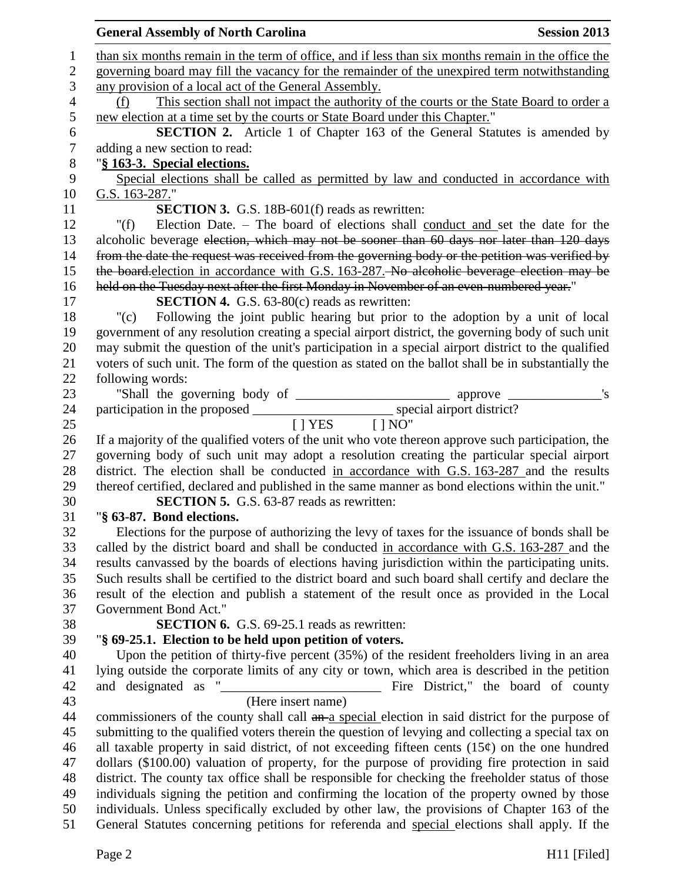than six months remain in the term of office, and if less than six months remain in the office the governing board may fill the vacancy for the remainder of the unexpired term notwithstanding any provision of a local act of the General Assembly.

(f) This section shall not impact the authority of the courts or the State Board to order a new election at a time set by the courts or State Board under this Chapter."

**SECTION 2.** Article 1 of Chapter 163 of the General Statutes is amended by adding a new section to read:

"**§ 163-3. Special elections.**

Special elections shall be called as permitted by law and conducted in accordance with G.S. 163-287."

**SECTION 3.** G.S. 18B-601(f) reads as rewritten:

"(f) Election Date. – The board of elections shall conduct and set the date for the alcoholic beverage ~~election, which may not be sooner than 60 days nor later than 120 days from the date the request was received from the governing body or the petition was verified by the board.~~election in accordance with G.S. 163-287. ~~No alcoholic beverage election may be held on the Tuesday next after the first Monday in November of an even-numbered year.~~"

**SECTION 4.** G.S. 63-80(c) reads as rewritten:

"(c) Following the joint public hearing but prior to the adoption by a unit of local government of any resolution creating a special airport district, the governing body of such unit may submit the question of the unit's participation in a special airport district to the qualified voters of such unit. The form of the question as stated on the ballot shall be in substantially the following words:

"Shall the governing body of _______________________ approve ______________'s participation in the proposed _____________________ special airport district?

[ ] YES [ ] NO"

If a majority of the qualified voters of the unit who vote thereon approve such participation, the governing body of such unit may adopt a resolution creating the particular special airport district. The election shall be conducted in accordance with G.S. 163-287 and the results thereof certified, declared and published in the same manner as bond elections within the unit."

**SECTION 5.** G.S. 63-87 reads as rewritten:

"**§ 63-87. Bond elections.**

Elections for the purpose of authorizing the levy of taxes for the issuance of bonds shall be called by the district board and shall be conducted in accordance with G.S. 163-287 and the results canvassed by the boards of elections having jurisdiction within the participating units. Such results shall be certified to the district board and such board shall certify and declare the result of the election and publish a statement of the result once as provided in the Local Government Bond Act."

**SECTION 6.** G.S. 69-25.1 reads as rewritten:

"**§ 69-25.1. Election to be held upon petition of voters.**

Upon the petition of thirty-five percent (35%) of the resident freeholders living in an area lying outside the corporate limits of any city or town, which area is described in the petition and designated as "________________________ Fire District," the board of county
(Here insert name)
commissioners of the county shall call ~~an~~ a special election in said district for the purpose of submitting to the qualified voters therein the question of levying and collecting a special tax on all taxable property in said district, of not exceeding fifteen cents (15¢) on the one hundred dollars ($100.00) valuation of property, for the purpose of providing fire protection in said district. The county tax office shall be responsible for checking the freeholder status of those individuals signing the petition and confirming the location of the property owned by those individuals. Unless specifically excluded by other law, the provisions of Chapter 163 of the General Statutes concerning petitions for referenda and special elections shall apply. If the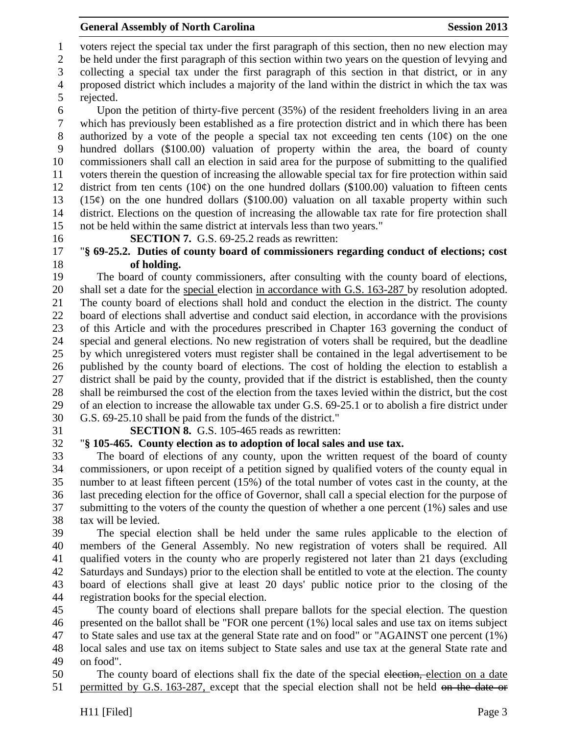voters reject the special tax under the first paragraph of this section, then no new election may be held under the first paragraph of this section within two years on the question of levying and collecting a special tax under the first paragraph of this section in that district, or in any proposed district which includes a majority of the land within the district in which the tax was rejected.

Upon the petition of thirty-five percent (35%) of the resident freeholders living in an area which has previously been established as a fire protection district and in which there has been authorized by a vote of the people a special tax not exceeding ten cents (10¢) on the one hundred dollars ($100.00) valuation of property within the area, the board of county commissioners shall call an election in said area for the purpose of submitting to the qualified voters therein the question of increasing the allowable special tax for fire protection within said district from ten cents (10¢) on the one hundred dollars ($100.00) valuation to fifteen cents (15¢) on the one hundred dollars ($100.00) valuation on all taxable property within such district. Elections on the question of increasing the allowable tax rate for fire protection shall not be held within the same district at intervals less than two years."

**SECTION 7.** G.S. 69-25.2 reads as rewritten:

"**§ 69-25.2. Duties of county board of commissioners regarding conduct of elections; cost of holding.**

The board of county commissioners, after consulting with the county board of elections, shall set a date for the <u>special</u> election <u>in accordance with G.S. 163-287</u> by resolution adopted. The county board of elections shall hold and conduct the election in the district. The county board of elections shall advertise and conduct said election, in accordance with the provisions of this Article and with the procedures prescribed in Chapter 163 governing the conduct of special and general elections. No new registration of voters shall be required, but the deadline by which unregistered voters must register shall be contained in the legal advertisement to be published by the county board of elections. The cost of holding the election to establish a district shall be paid by the county, provided that if the district is established, then the county shall be reimbursed the cost of the election from the taxes levied within the district, but the cost of an election to increase the allowable tax under G.S. 69-25.1 or to abolish a fire district under G.S. 69-25.10 shall be paid from the funds of the district."

**SECTION 8.** G.S. 105-465 reads as rewritten:

"**§ 105-465. County election as to adoption of local sales and use tax.**

The board of elections of any county, upon the written request of the board of county commissioners, or upon receipt of a petition signed by qualified voters of the county equal in number to at least fifteen percent (15%) of the total number of votes cast in the county, at the last preceding election for the office of Governor, shall call a special election for the purpose of submitting to the voters of the county the question of whether a one percent (1%) sales and use tax will be levied.

The special election shall be held under the same rules applicable to the election of members of the General Assembly. No new registration of voters shall be required. All qualified voters in the county who are properly registered not later than 21 days (excluding Saturdays and Sundays) prior to the election shall be entitled to vote at the election. The county board of elections shall give at least 20 days' public notice prior to the closing of the registration books for the special election.

The county board of elections shall prepare ballots for the special election. The question presented on the ballot shall be "FOR one percent (1%) local sales and use tax on items subject to State sales and use tax at the general State rate and on food" or "AGAINST one percent (1%) local sales and use tax on items subject to State sales and use tax at the general State rate and on food".

The county board of elections shall fix the date of the special ~~election,~~ <u>election on a date permitted by G.S. 163-287,</u> except that the special election shall not be held ~~on the date or~~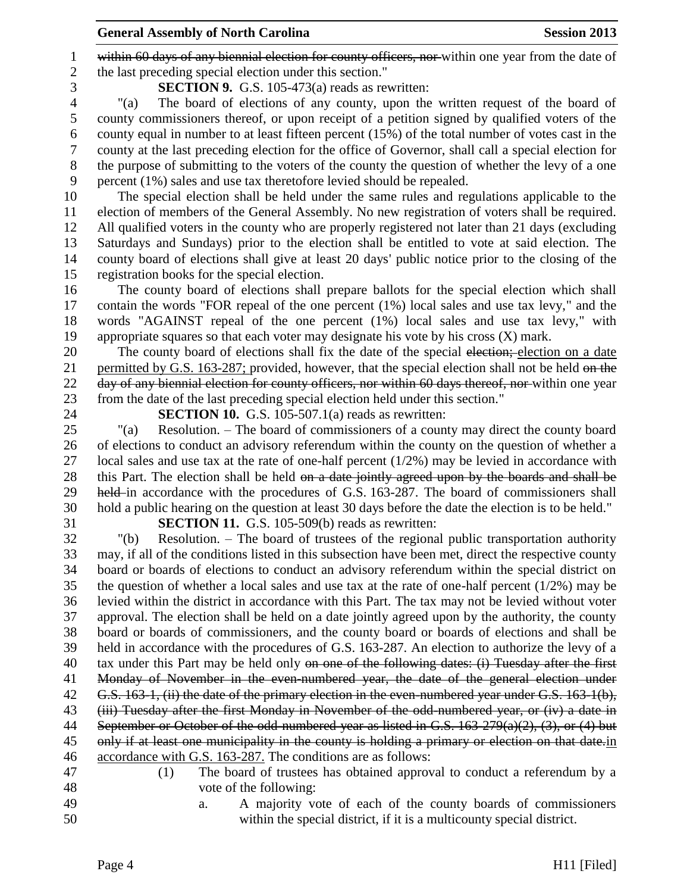~~within 60 days of any biennial election for county officers, nor~~ within one year from the date of the last preceding special election under this section."

**SECTION 9.** G.S. 105-473(a) reads as rewritten:

"(a) The board of elections of any county, upon the written request of the board of county commissioners thereof, or upon receipt of a petition signed by qualified voters of the county equal in number to at least fifteen percent (15%) of the total number of votes cast in the county at the last preceding election for the office of Governor, shall call a special election for the purpose of submitting to the voters of the county the question of whether the levy of a one percent (1%) sales and use tax theretofore levied should be repealed.

The special election shall be held under the same rules and regulations applicable to the election of members of the General Assembly. No new registration of voters shall be required. All qualified voters in the county who are properly registered not later than 21 days (excluding Saturdays and Sundays) prior to the election shall be entitled to vote at said election. The county board of elections shall give at least 20 days' public notice prior to the closing of the registration books for the special election.

The county board of elections shall prepare ballots for the special election which shall contain the words "FOR repeal of the one percent (1%) local sales and use tax levy," and the words "AGAINST repeal of the one percent (1%) local sales and use tax levy," with appropriate squares so that each voter may designate his vote by his cross (X) mark.

The county board of elections shall fix the date of the special ~~election;~~ <u>election on a date permitted by G.S. 163-287;</u> provided, however, that the special election shall not be held ~~on the day of any biennial election for county officers, nor within 60 days thereof, nor~~ within one year from the date of the last preceding special election held under this section."

**SECTION 10.** G.S. 105-507.1(a) reads as rewritten:

"(a) Resolution. – The board of commissioners of a county may direct the county board of elections to conduct an advisory referendum within the county on the question of whether a local sales and use tax at the rate of one-half percent (1/2%) may be levied in accordance with this Part. The election shall be held ~~on a date jointly agreed upon by the boards and shall be held~~ in accordance with the procedures of G.S. 163-287. The board of commissioners shall hold a public hearing on the question at least 30 days before the date the election is to be held."

**SECTION 11.** G.S. 105-509(b) reads as rewritten:

"(b) Resolution. – The board of trustees of the regional public transportation authority may, if all of the conditions listed in this subsection have been met, direct the respective county board or boards of elections to conduct an advisory referendum within the special district on the question of whether a local sales and use tax at the rate of one-half percent (1/2%) may be levied within the district in accordance with this Part. The tax may not be levied without voter approval. The election shall be held on a date jointly agreed upon by the authority, the county board or boards of commissioners, and the county board or boards of elections and shall be held in accordance with the procedures of G.S. 163-287. An election to authorize the levy of a tax under this Part may be held only ~~on one of the following dates: (i) Tuesday after the first Monday of November in the even-numbered year, the date of the general election under G.S. 163-1, (ii) the date of the primary election in the even-numbered year under G.S. 163-1(b), (iii) Tuesday after the first Monday in November of the odd-numbered year, or (iv) a date in September or October of the odd-numbered year as listed in G.S. 163-279(a)(2), (3), or (4) but only if at least one municipality in the county is holding a primary or election on that date.~~<u>in accordance with G.S. 163-287.</u> The conditions are as follows:

(1) The board of trustees has obtained approval to conduct a referendum by a vote of the following:

a. A majority vote of each of the county boards of commissioners within the special district, if it is a multicounty special district.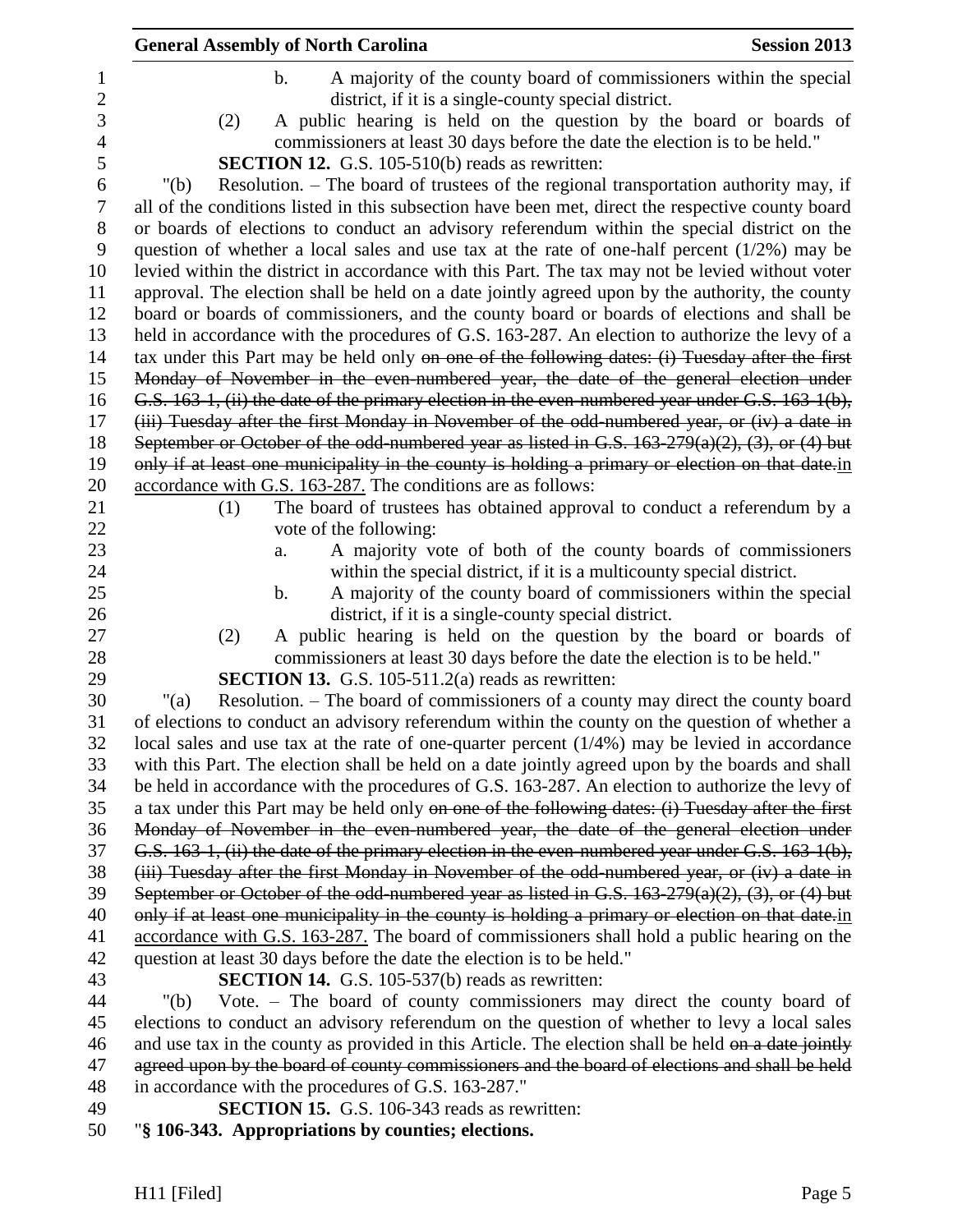b. A majority of the county board of commissioners within the special district, if it is a single-county special district.

(2) A public hearing is held on the question by the board or boards of commissioners at least 30 days before the date the election is to be held."

**SECTION 12.** G.S. 105-510(b) reads as rewritten:

"(b) Resolution. – The board of trustees of the regional transportation authority may, if all of the conditions listed in this subsection have been met, direct the respective county board or boards of elections to conduct an advisory referendum within the special district on the question of whether a local sales and use tax at the rate of one-half percent (1/2%) may be levied within the district in accordance with this Part. The tax may not be levied without voter approval. The election shall be held on a date jointly agreed upon by the authority, the county board or boards of commissioners, and the county board or boards of elections and shall be held in accordance with the procedures of G.S. 163-287. An election to authorize the levy of a tax under this Part may be held only ~~on one of the following dates: (i) Tuesday after the first Monday of November in the even-numbered year, the date of the general election under G.S. 163-1, (ii) the date of the primary election in the even-numbered year under G.S. 163-1(b), (iii) Tuesday after the first Monday in November of the odd-numbered year, or (iv) a date in September or October of the odd-numbered year as listed in G.S. 163-279(a)(2), (3), or (4) but only if at least one municipality in the county is holding a primary or election on that date.~~in accordance with G.S. 163-287. The conditions are as follows:

(1) The board of trustees has obtained approval to conduct a referendum by a vote of the following:

a. A majority vote of both of the county boards of commissioners within the special district, if it is a multicounty special district.

b. A majority of the county board of commissioners within the special district, if it is a single-county special district.

(2) A public hearing is held on the question by the board or boards of commissioners at least 30 days before the date the election is to be held."

**SECTION 13.** G.S. 105-511.2(a) reads as rewritten:

"(a) Resolution. – The board of commissioners of a county may direct the county board of elections to conduct an advisory referendum within the county on the question of whether a local sales and use tax at the rate of one-quarter percent (1/4%) may be levied in accordance with this Part. The election shall be held on a date jointly agreed upon by the boards and shall be held in accordance with the procedures of G.S. 163-287. An election to authorize the levy of a tax under this Part may be held only ~~on one of the following dates: (i) Tuesday after the first Monday of November in the even-numbered year, the date of the general election under G.S. 163-1, (ii) the date of the primary election in the even-numbered year under G.S. 163-1(b), (iii) Tuesday after the first Monday in November of the odd-numbered year, or (iv) a date in September or October of the odd-numbered year as listed in G.S. 163-279(a)(2), (3), or (4) but only if at least one municipality in the county is holding a primary or election on that date.~~in accordance with G.S. 163-287. The board of commissioners shall hold a public hearing on the question at least 30 days before the date the election is to be held."

**SECTION 14.** G.S. 105-537(b) reads as rewritten:

"(b) Vote. – The board of county commissioners may direct the county board of elections to conduct an advisory referendum on the question of whether to levy a local sales and use tax in the county as provided in this Article. The election shall be held ~~on a date jointly agreed upon by the board of county commissioners and the board of elections and shall be held~~ in accordance with the procedures of G.S. 163-287."

**SECTION 15.** G.S. 106-343 reads as rewritten:

"**§ 106-343. Appropriations by counties; elections.**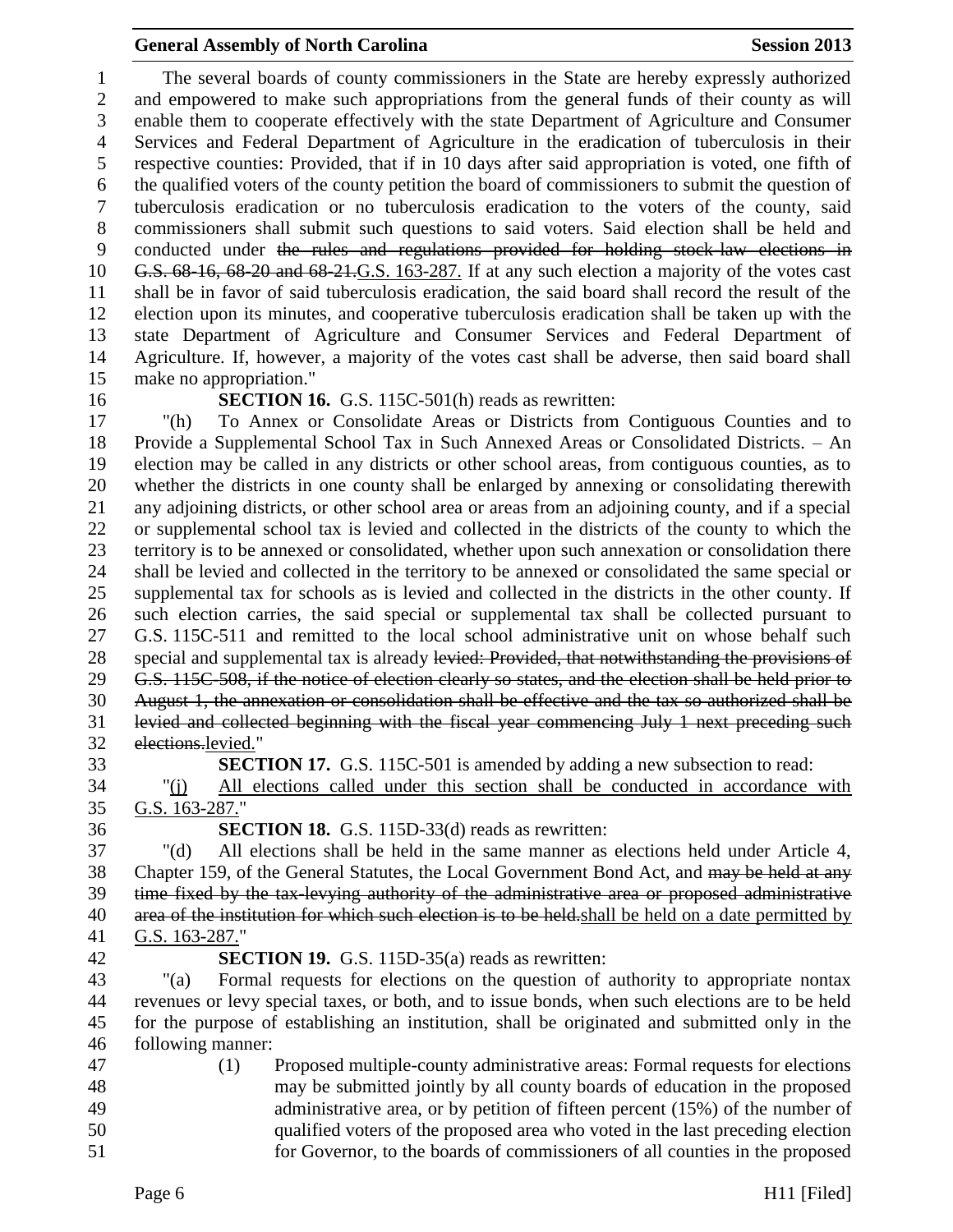The several boards of county commissioners in the State are hereby expressly authorized and empowered to make such appropriations from the general funds of their county as will enable them to cooperate effectively with the state Department of Agriculture and Consumer Services and Federal Department of Agriculture in the eradication of tuberculosis in their respective counties: Provided, that if in 10 days after said appropriation is voted, one fifth of the qualified voters of the county petition the board of commissioners to submit the question of tuberculosis eradication or no tuberculosis eradication to the voters of the county, said commissioners shall submit such questions to said voters. Said election shall be held and conducted under ~~the rules and regulations provided for holding stock-law elections in G.S. 68-16, 68-20 and 68-21.~~G.S. 163-287. If at any such election a majority of the votes cast shall be in favor of said tuberculosis eradication, the said board shall record the result of the election upon its minutes, and cooperative tuberculosis eradication shall be taken up with the state Department of Agriculture and Consumer Services and Federal Department of Agriculture. If, however, a majority of the votes cast shall be adverse, then said board shall make no appropriation."

**SECTION 16.** G.S. 115C-501(h) reads as rewritten:

"(h) To Annex or Consolidate Areas or Districts from Contiguous Counties and to Provide a Supplemental School Tax in Such Annexed Areas or Consolidated Districts. – An election may be called in any districts or other school areas, from contiguous counties, as to whether the districts in one county shall be enlarged by annexing or consolidating therewith any adjoining districts, or other school area or areas from an adjoining county, and if a special or supplemental school tax is levied and collected in the districts of the county to which the territory is to be annexed or consolidated, whether upon such annexation or consolidation there shall be levied and collected in the territory to be annexed or consolidated the same special or supplemental tax for schools as is levied and collected in the districts in the other county. If such election carries, the said special or supplemental tax shall be collected pursuant to G.S. 115C-511 and remitted to the local school administrative unit on whose behalf such special and supplemental tax is already ~~levied: Provided, that notwithstanding the provisions of G.S. 115C-508, if the notice of election clearly so states, and the election shall be held prior to August 1, the annexation or consolidation shall be effective and the tax so authorized shall be levied and collected beginning with the fiscal year commencing July 1 next preceding such elections.~~levied."

**SECTION 17.** G.S. 115C-501 is amended by adding a new subsection to read:

"(j) All elections called under this section shall be conducted in accordance with G.S. 163-287."

**SECTION 18.** G.S. 115D-33(d) reads as rewritten:

"(d) All elections shall be held in the same manner as elections held under Article 4, Chapter 159, of the General Statutes, the Local Government Bond Act, and ~~may be held at any time fixed by the tax-levying authority of the administrative area or proposed administrative area of the institution for which such election is to be held.~~shall be held on a date permitted by G.S. 163-287."

**SECTION 19.** G.S. 115D-35(a) reads as rewritten:

"(a) Formal requests for elections on the question of authority to appropriate nontax revenues or levy special taxes, or both, and to issue bonds, when such elections are to be held for the purpose of establishing an institution, shall be originated and submitted only in the following manner:

(1) Proposed multiple-county administrative areas: Formal requests for elections may be submitted jointly by all county boards of education in the proposed administrative area, or by petition of fifteen percent (15%) of the number of qualified voters of the proposed area who voted in the last preceding election for Governor, to the boards of commissioners of all counties in the proposed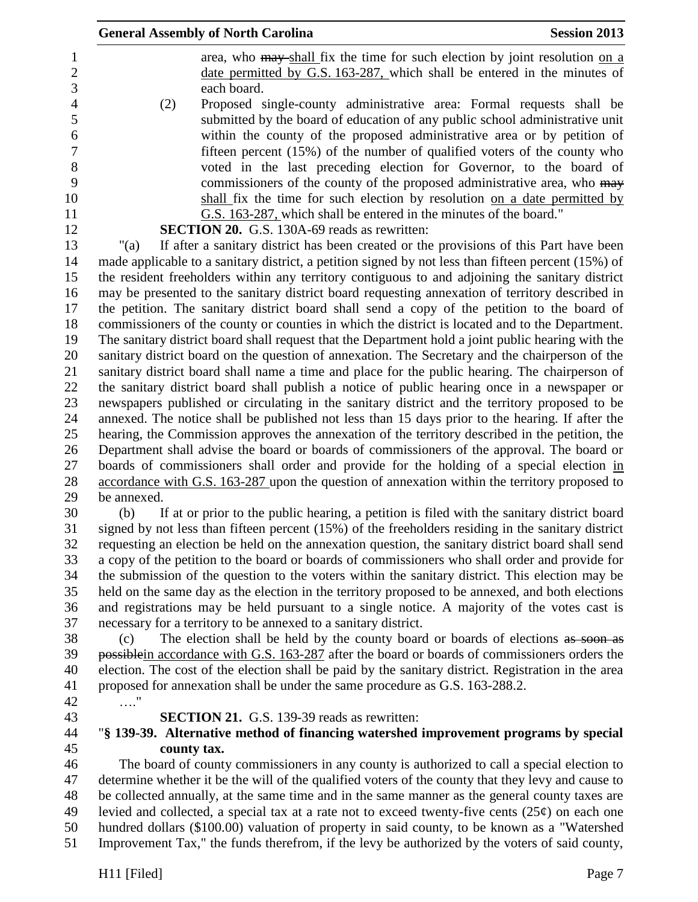area, who ~~may~~ shall fix the time for such election by joint resolution on a date permitted by G.S. 163-287, which shall be entered in the minutes of each board.

(2) Proposed single-county administrative area: Formal requests shall be submitted by the board of education of any public school administrative unit within the county of the proposed administrative area or by petition of fifteen percent (15%) of the number of qualified voters of the county who voted in the last preceding election for Governor, to the board of commissioners of the county of the proposed administrative area, who ~~may~~ shall fix the time for such election by resolution on a date permitted by G.S. 163-287, which shall be entered in the minutes of the board."

**SECTION 20.** G.S. 130A-69 reads as rewritten:

"(a) If after a sanitary district has been created or the provisions of this Part have been made applicable to a sanitary district, a petition signed by not less than fifteen percent (15%) of the resident freeholders within any territory contiguous to and adjoining the sanitary district may be presented to the sanitary district board requesting annexation of territory described in the petition. The sanitary district board shall send a copy of the petition to the board of commissioners of the county or counties in which the district is located and to the Department. The sanitary district board shall request that the Department hold a joint public hearing with the sanitary district board on the question of annexation. The Secretary and the chairperson of the sanitary district board shall name a time and place for the public hearing. The chairperson of the sanitary district board shall publish a notice of public hearing once in a newspaper or newspapers published or circulating in the sanitary district and the territory proposed to be annexed. The notice shall be published not less than 15 days prior to the hearing. If after the hearing, the Commission approves the annexation of the territory described in the petition, the Department shall advise the board or boards of commissioners of the approval. The board or boards of commissioners shall order and provide for the holding of a special election in accordance with G.S. 163-287 upon the question of annexation within the territory proposed to be annexed.

(b) If at or prior to the public hearing, a petition is filed with the sanitary district board signed by not less than fifteen percent (15%) of the freeholders residing in the sanitary district requesting an election be held on the annexation question, the sanitary district board shall send a copy of the petition to the board or boards of commissioners who shall order and provide for the submission of the question to the voters within the sanitary district. This election may be held on the same day as the election in the territory proposed to be annexed, and both elections and registrations may be held pursuant to a single notice. A majority of the votes cast is necessary for a territory to be annexed to a sanitary district.

(c) The election shall be held by the county board or boards of elections ~~as soon as possible~~in accordance with G.S. 163-287 after the board or boards of commissioners orders the election. The cost of the election shall be paid by the sanitary district. Registration in the area proposed for annexation shall be under the same procedure as G.S. 163-288.2.

…."

**SECTION 21.** G.S. 139-39 reads as rewritten:

"**§ 139-39. Alternative method of financing watershed improvement programs by special county tax.**

The board of county commissioners in any county is authorized to call a special election to determine whether it be the will of the qualified voters of the county that they levy and cause to be collected annually, at the same time and in the same manner as the general county taxes are levied and collected, a special tax at a rate not to exceed twenty-five cents (25¢) on each one hundred dollars ($100.00) valuation of property in said county, to be known as a "Watershed Improvement Tax," the funds therefrom, if the levy be authorized by the voters of said county,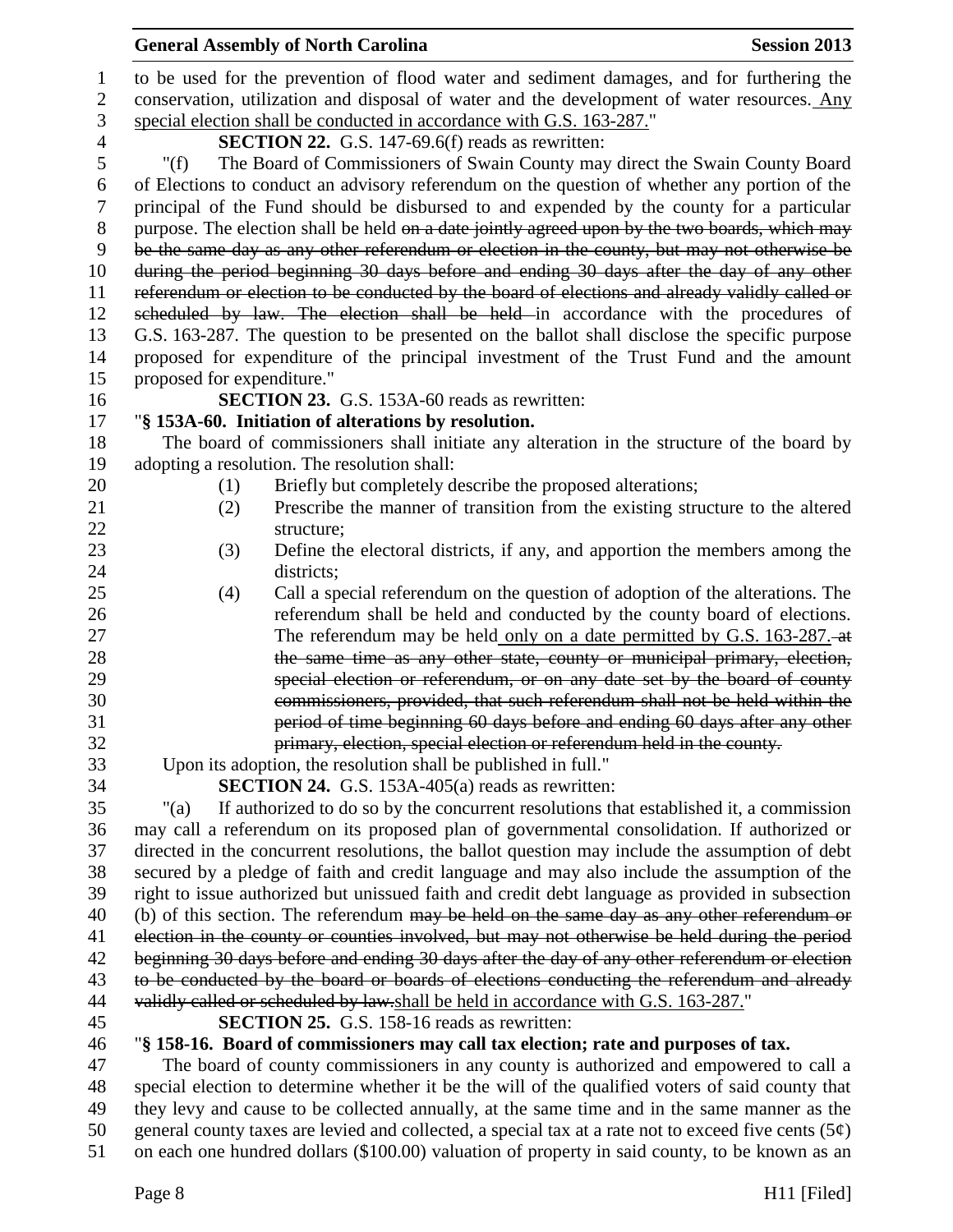to be used for the prevention of flood water and sediment damages, and for furthering the conservation, utilization and disposal of water and the development of water resources.<u> Any special election shall be conducted in accordance with G.S. 163-287.</u>"

**SECTION 22.** G.S. 147-69.6(f) reads as rewritten:

"(f) The Board of Commissioners of Swain County may direct the Swain County Board of Elections to conduct an advisory referendum on the question of whether any portion of the principal of the Fund should be disbursed to and expended by the county for a particular purpose. The election shall be held ~~on a date jointly agreed upon by the two boards, which may be the same day as any other referendum or election in the county, but may not otherwise be during the period beginning 30 days before and ending 30 days after the day of any other referendum or election to be conducted by the board of elections and already validly called or scheduled by law. The election shall be held~~ in accordance with the procedures of G.S. 163-287. The question to be presented on the ballot shall disclose the specific purpose proposed for expenditure of the principal investment of the Trust Fund and the amount proposed for expenditure."

**SECTION 23.** G.S. 153A-60 reads as rewritten:

"**§ 153A-60. Initiation of alterations by resolution.**

The board of commissioners shall initiate any alteration in the structure of the board by adopting a resolution. The resolution shall:

(1) Briefly but completely describe the proposed alterations;

(2) Prescribe the manner of transition from the existing structure to the altered structure;

(3) Define the electoral districts, if any, and apportion the members among the districts;

(4) Call a special referendum on the question of adoption of the alterations. The referendum shall be held and conducted by the county board of elections. The referendum may be held<u> only on a date permitted by G.S. 163-287.</u>~~ at the same time as any other state, county or municipal primary, election, special election or referendum, or on any date set by the board of county commissioners, provided, that such referendum shall not be held within the period of time beginning 60 days before and ending 60 days after any other primary, election, special election or referendum held in the county.~~

Upon its adoption, the resolution shall be published in full."

**SECTION 24.** G.S. 153A-405(a) reads as rewritten:

"(a) If authorized to do so by the concurrent resolutions that established it, a commission may call a referendum on its proposed plan of governmental consolidation. If authorized or directed in the concurrent resolutions, the ballot question may include the assumption of debt secured by a pledge of faith and credit language and may also include the assumption of the right to issue authorized but unissued faith and credit debt language as provided in subsection (b) of this section. The referendum ~~may be held on the same day as any other referendum or election in the county or counties involved, but may not otherwise be held during the period beginning 30 days before and ending 30 days after the day of any other referendum or election to be conducted by the board or boards of elections conducting the referendum and already validly called or scheduled by law.~~<u>shall be held in accordance with G.S. 163-287.</u>"

**SECTION 25.** G.S. 158-16 reads as rewritten:

"**§ 158-16. Board of commissioners may call tax election; rate and purposes of tax.**

The board of county commissioners in any county is authorized and empowered to call a special election to determine whether it be the will of the qualified voters of said county that they levy and cause to be collected annually, at the same time and in the same manner as the general county taxes are levied and collected, a special tax at a rate not to exceed five cents (5¢) on each one hundred dollars ($100.00) valuation of property in said county, to be known as an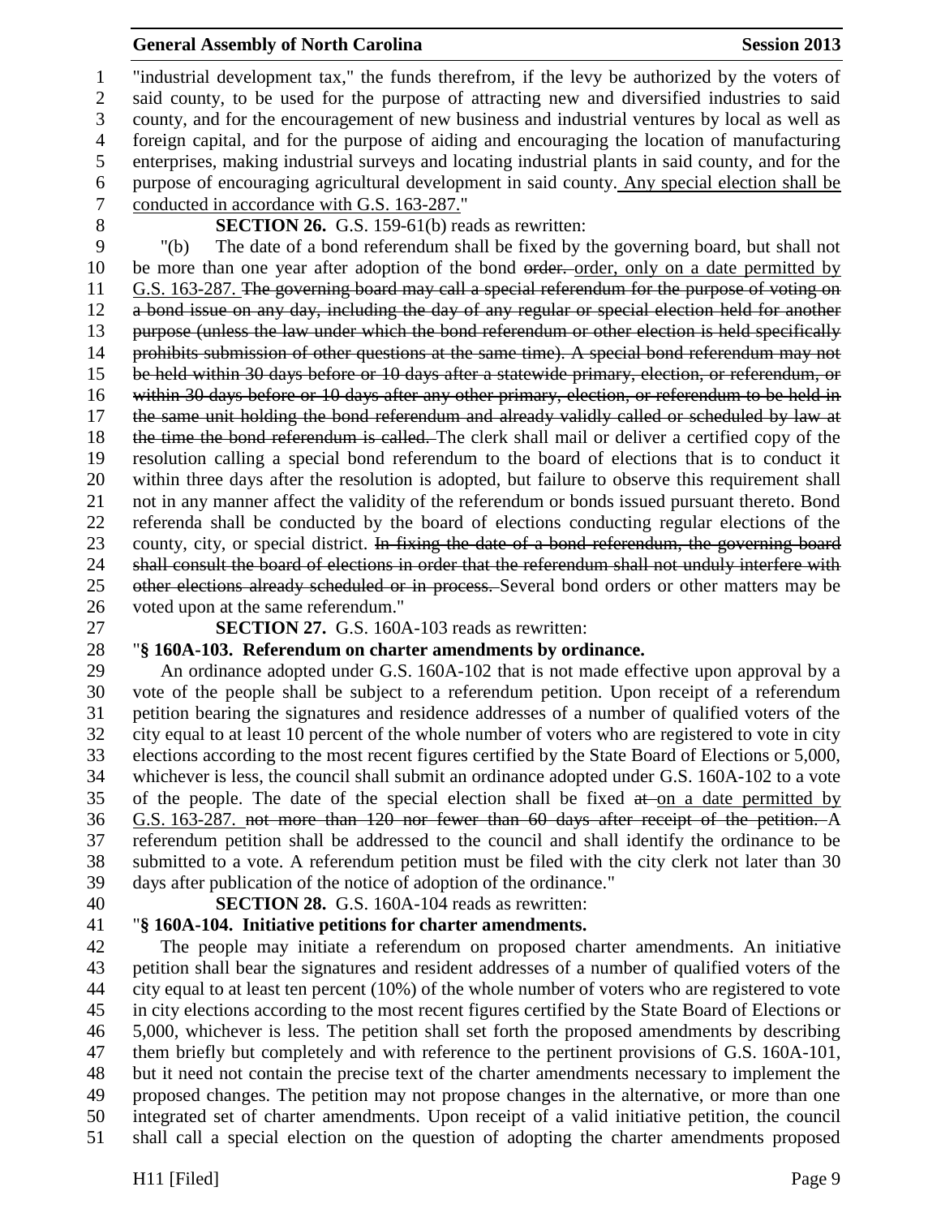"industrial development tax," the funds therefrom, if the levy be authorized by the voters of said county, to be used for the purpose of attracting new and diversified industries to said county, and for the encouragement of new business and industrial ventures by local as well as foreign capital, and for the purpose of aiding and encouraging the location of manufacturing enterprises, making industrial surveys and locating industrial plants in said county, and for the purpose of encouraging agricultural development in said county. <u>Any special election shall be conducted in accordance with G.S. 163-287.</u>"

**SECTION 26.** G.S. 159-61(b) reads as rewritten:

"(b) The date of a bond referendum shall be fixed by the governing board, but shall not be more than one year after adoption of the bond ~~order.~~ <u>order, only on a date permitted by G.S. 163-287.</u> ~~The governing board may call a special referendum for the purpose of voting on a bond issue on any day, including the day of any regular or special election held for another purpose (unless the law under which the bond referendum or other election is held specifically prohibits submission of other questions at the same time). A special bond referendum may not be held within 30 days before or 10 days after a statewide primary, election, or referendum, or within 30 days before or 10 days after any other primary, election, or referendum to be held in the same unit holding the bond referendum and already validly called or scheduled by law at the time the bond referendum is called.~~ The clerk shall mail or deliver a certified copy of the resolution calling a special bond referendum to the board of elections that is to conduct it within three days after the resolution is adopted, but failure to observe this requirement shall not in any manner affect the validity of the referendum or bonds issued pursuant thereto. Bond referenda shall be conducted by the board of elections conducting regular elections of the county, city, or special district. ~~In fixing the date of a bond referendum, the governing board shall consult the board of elections in order that the referendum shall not unduly interfere with other elections already scheduled or in process.~~ Several bond orders or other matters may be voted upon at the same referendum."

**SECTION 27.** G.S. 160A-103 reads as rewritten:

"**§ 160A-103. Referendum on charter amendments by ordinance.**

An ordinance adopted under G.S. 160A-102 that is not made effective upon approval by a vote of the people shall be subject to a referendum petition. Upon receipt of a referendum petition bearing the signatures and residence addresses of a number of qualified voters of the city equal to at least 10 percent of the whole number of voters who are registered to vote in city elections according to the most recent figures certified by the State Board of Elections or 5,000, whichever is less, the council shall submit an ordinance adopted under G.S. 160A-102 to a vote of the people. The date of the special election shall be fixed ~~at~~ <u>on a date permitted by G.S. 163-287.</u> ~~not more than 120 nor fewer than 60 days after receipt of the petition.~~ A referendum petition shall be addressed to the council and shall identify the ordinance to be submitted to a vote. A referendum petition must be filed with the city clerk not later than 30 days after publication of the notice of adoption of the ordinance."

**SECTION 28.** G.S. 160A-104 reads as rewritten:

"**§ 160A-104. Initiative petitions for charter amendments.**

The people may initiate a referendum on proposed charter amendments. An initiative petition shall bear the signatures and resident addresses of a number of qualified voters of the city equal to at least ten percent (10%) of the whole number of voters who are registered to vote in city elections according to the most recent figures certified by the State Board of Elections or 5,000, whichever is less. The petition shall set forth the proposed amendments by describing them briefly but completely and with reference to the pertinent provisions of G.S. 160A-101, but it need not contain the precise text of the charter amendments necessary to implement the proposed changes. The petition may not propose changes in the alternative, or more than one integrated set of charter amendments. Upon receipt of a valid initiative petition, the council shall call a special election on the question of adopting the charter amendments proposed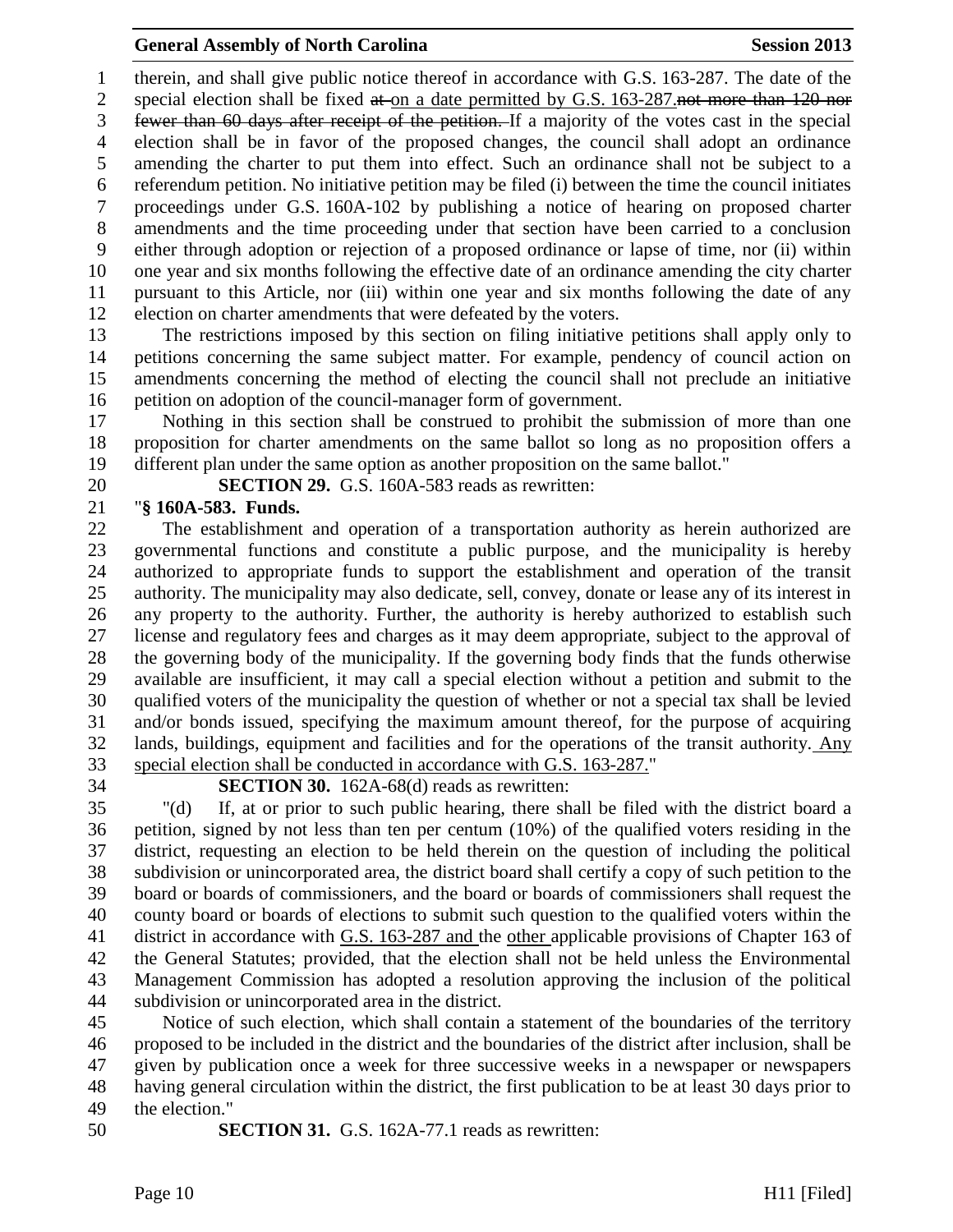therein, and shall give public notice thereof in accordance with G.S. 163-287. The date of the special election shall be fixed ~~at~~ on a date permitted by G.S. 163-287.~~not more than 120 nor fewer than 60 days after receipt of the petition.~~ If a majority of the votes cast in the special election shall be in favor of the proposed changes, the council shall adopt an ordinance amending the charter to put them into effect. Such an ordinance shall not be subject to a referendum petition. No initiative petition may be filed (i) between the time the council initiates proceedings under G.S. 160A-102 by publishing a notice of hearing on proposed charter amendments and the time proceeding under that section have been carried to a conclusion either through adoption or rejection of a proposed ordinance or lapse of time, nor (ii) within one year and six months following the effective date of an ordinance amending the city charter pursuant to this Article, nor (iii) within one year and six months following the date of any election on charter amendments that were defeated by the voters.

The restrictions imposed by this section on filing initiative petitions shall apply only to petitions concerning the same subject matter. For example, pendency of council action on amendments concerning the method of electing the council shall not preclude an initiative petition on adoption of the council-manager form of government.

Nothing in this section shall be construed to prohibit the submission of more than one proposition for charter amendments on the same ballot so long as no proposition offers a different plan under the same option as another proposition on the same ballot."

**SECTION 29.** G.S. 160A-583 reads as rewritten:

"**§ 160A-583. Funds.**

The establishment and operation of a transportation authority as herein authorized are governmental functions and constitute a public purpose, and the municipality is hereby authorized to appropriate funds to support the establishment and operation of the transit authority. The municipality may also dedicate, sell, convey, donate or lease any of its interest in any property to the authority. Further, the authority is hereby authorized to establish such license and regulatory fees and charges as it may deem appropriate, subject to the approval of the governing body of the municipality. If the governing body finds that the funds otherwise available are insufficient, it may call a special election without a petition and submit to the qualified voters of the municipality the question of whether or not a special tax shall be levied and/or bonds issued, specifying the maximum amount thereof, for the purpose of acquiring lands, buildings, equipment and facilities and for the operations of the transit authority. <u>Any special election shall be conducted in accordance with G.S. 163-287.</u>"

**SECTION 30.** 162A-68(d) reads as rewritten:

"(d) If, at or prior to such public hearing, there shall be filed with the district board a petition, signed by not less than ten per centum (10%) of the qualified voters residing in the district, requesting an election to be held therein on the question of including the political subdivision or unincorporated area, the district board shall certify a copy of such petition to the board or boards of commissioners, and the board or boards of commissioners shall request the county board or boards of elections to submit such question to the qualified voters within the district in accordance with <u>G.S. 163-287 and</u> the <u>other</u> applicable provisions of Chapter 163 of the General Statutes; provided, that the election shall not be held unless the Environmental Management Commission has adopted a resolution approving the inclusion of the political subdivision or unincorporated area in the district.

Notice of such election, which shall contain a statement of the boundaries of the territory proposed to be included in the district and the boundaries of the district after inclusion, shall be given by publication once a week for three successive weeks in a newspaper or newspapers having general circulation within the district, the first publication to be at least 30 days prior to the election."

**SECTION 31.** G.S. 162A-77.1 reads as rewritten: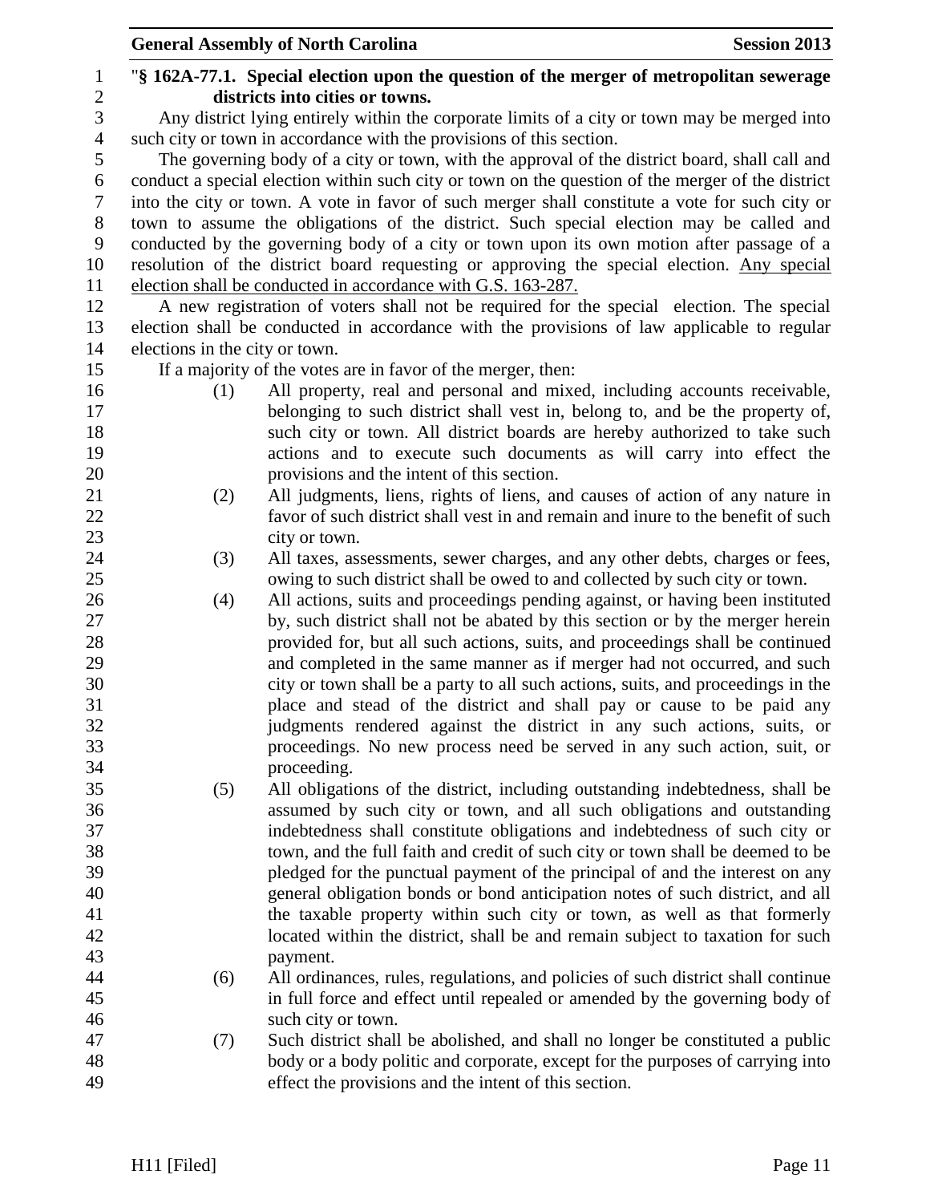"**§ 162A-77.1. Special election upon the question of the merger of metropolitan sewerage districts into cities or towns.**

Any district lying entirely within the corporate limits of a city or town may be merged into such city or town in accordance with the provisions of this section.

The governing body of a city or town, with the approval of the district board, shall call and conduct a special election within such city or town on the question of the merger of the district into the city or town. A vote in favor of such merger shall constitute a vote for such city or town to assume the obligations of the district. Such special election may be called and conducted by the governing body of a city or town upon its own motion after passage of a resolution of the district board requesting or approving the special election. <u>Any special election shall be conducted in accordance with G.S. 163-287.</u>

A new registration of voters shall not be required for the special election. The special election shall be conducted in accordance with the provisions of law applicable to regular elections in the city or town.

If a majority of the votes are in favor of the merger, then:

(1) All property, real and personal and mixed, including accounts receivable, belonging to such district shall vest in, belong to, and be the property of, such city or town. All district boards are hereby authorized to take such actions and to execute such documents as will carry into effect the provisions and the intent of this section.

(2) All judgments, liens, rights of liens, and causes of action of any nature in favor of such district shall vest in and remain and inure to the benefit of such city or town.

(3) All taxes, assessments, sewer charges, and any other debts, charges or fees, owing to such district shall be owed to and collected by such city or town.

(4) All actions, suits and proceedings pending against, or having been instituted by, such district shall not be abated by this section or by the merger herein provided for, but all such actions, suits, and proceedings shall be continued and completed in the same manner as if merger had not occurred, and such city or town shall be a party to all such actions, suits, and proceedings in the place and stead of the district and shall pay or cause to be paid any judgments rendered against the district in any such actions, suits, or proceedings. No new process need be served in any such action, suit, or proceeding.

(5) All obligations of the district, including outstanding indebtedness, shall be assumed by such city or town, and all such obligations and outstanding indebtedness shall constitute obligations and indebtedness of such city or town, and the full faith and credit of such city or town shall be deemed to be pledged for the punctual payment of the principal of and the interest on any general obligation bonds or bond anticipation notes of such district, and all the taxable property within such city or town, as well as that formerly located within the district, shall be and remain subject to taxation for such payment.

(6) All ordinances, rules, regulations, and policies of such district shall continue in full force and effect until repealed or amended by the governing body of such city or town.

(7) Such district shall be abolished, and shall no longer be constituted a public body or a body politic and corporate, except for the purposes of carrying into effect the provisions and the intent of this section.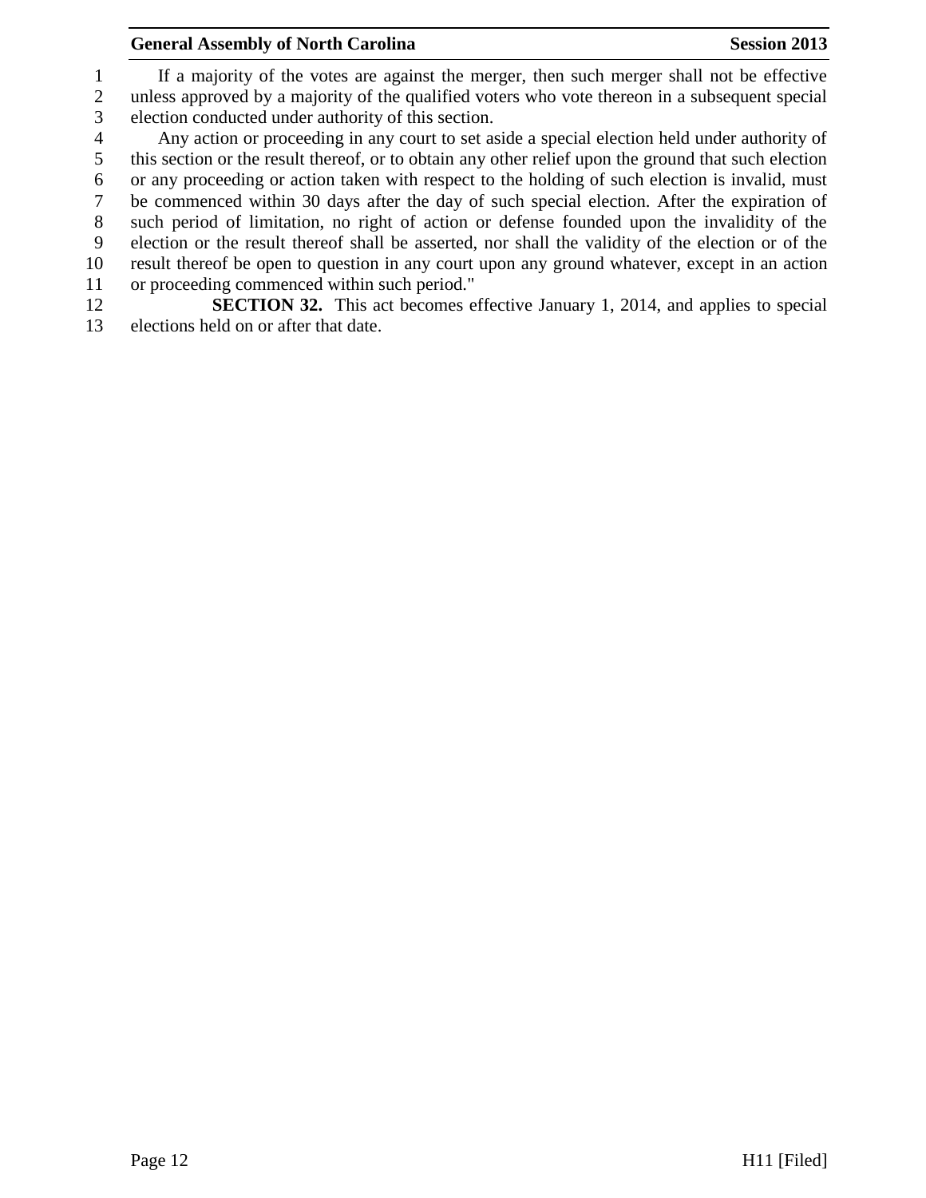If a majority of the votes are against the merger, then such merger shall not be effective unless approved by a majority of the qualified voters who vote thereon in a subsequent special election conducted under authority of this section.

Any action or proceeding in any court to set aside a special election held under authority of this section or the result thereof, or to obtain any other relief upon the ground that such election or any proceeding or action taken with respect to the holding of such election is invalid, must be commenced within 30 days after the day of such special election. After the expiration of such period of limitation, no right of action or defense founded upon the invalidity of the election or the result thereof shall be asserted, nor shall the validity of the election or of the result thereof be open to question in any court upon any ground whatever, except in an action or proceeding commenced within such period."

**SECTION 32.** This act becomes effective January 1, 2014, and applies to special elections held on or after that date.